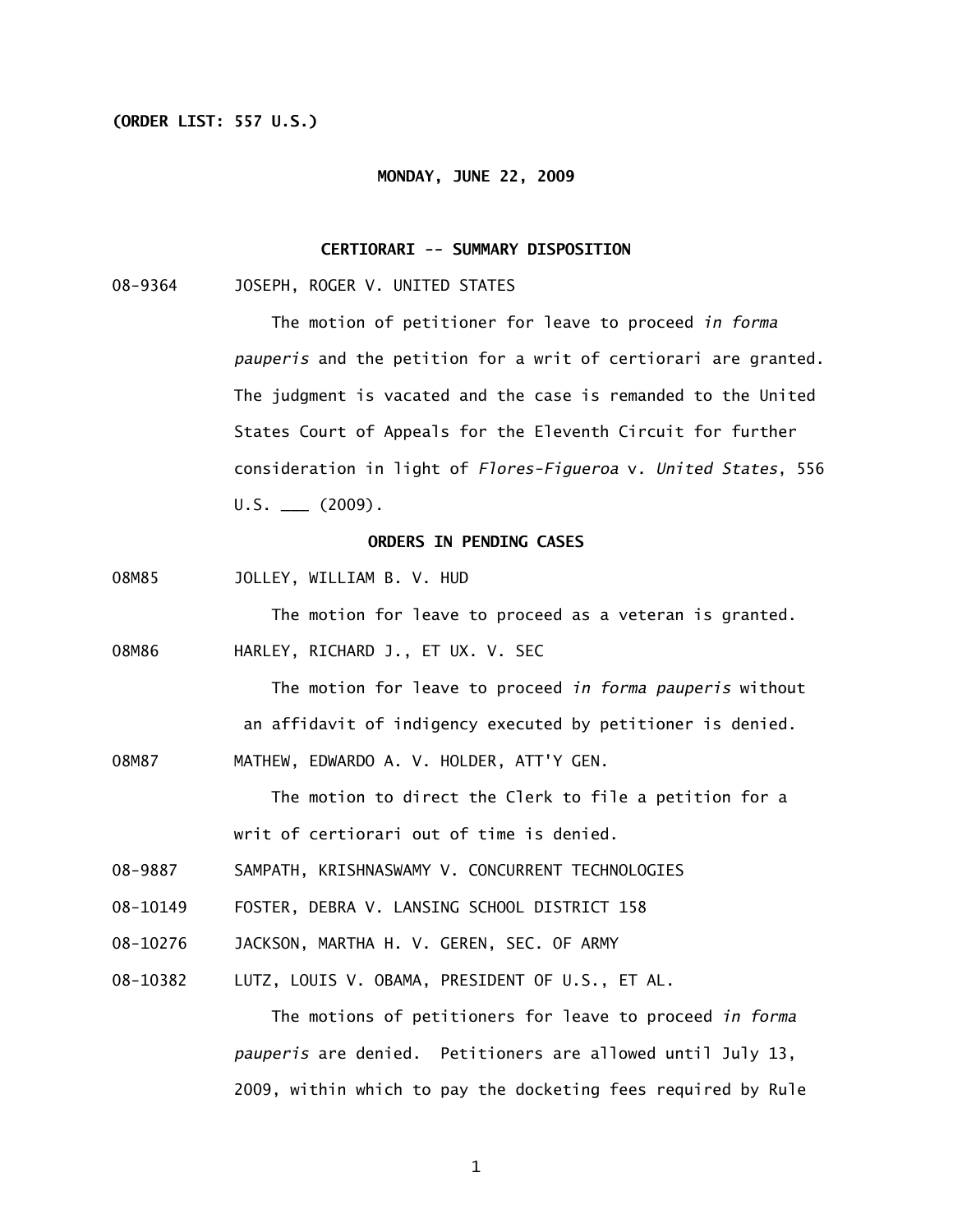**(ORDER LIST: 557 U.S.)**

**MONDAY, JUNE 22, 2009**

**CERTIORARI -- SUMMARY DISPOSITION**

08-9364 JOSEPH, ROGER V. UNITED STATES

The motion of petitioner for leave to proceed *in forma pauperis* and the petition for a writ of certiorari are granted. The judgment is vacated and the case is remanded to the United States Court of Appeals for the Eleventh Circuit for further consideration in light of *Flores-Figueroa* v. *United States*, 556 U.S. ___ (2009).

**ORDERS IN PENDING CASES**

08M85 JOLLEY, WILLIAM B. V. HUD

The motion for leave to proceed as a veteran is granted.

08M86 HARLEY, RICHARD J., ET UX. V. SEC

The motion for leave to proceed *in forma pauperis* without an affidavit of indigency executed by petitioner is denied.

08M87 MATHEW, EDWARDO A. V. HOLDER, ATT'Y GEN.

The motion to direct the Clerk to file a petition for a writ of certiorari out of time is denied.

08-9887 SAMPATH, KRISHNASWAMY V. CONCURRENT TECHNOLOGIES

08-10149 FOSTER, DEBRA V. LANSING SCHOOL DISTRICT 158

08-10276 JACKSON, MARTHA H. V. GEREN, SEC. OF ARMY

08-10382 LUTZ, LOUIS V. OBAMA, PRESIDENT OF U.S., ET AL.

The motions of petitioners for leave to proceed *in forma pauperis* are denied. Petitioners are allowed until July 13, 2009, within which to pay the docketing fees required by Rule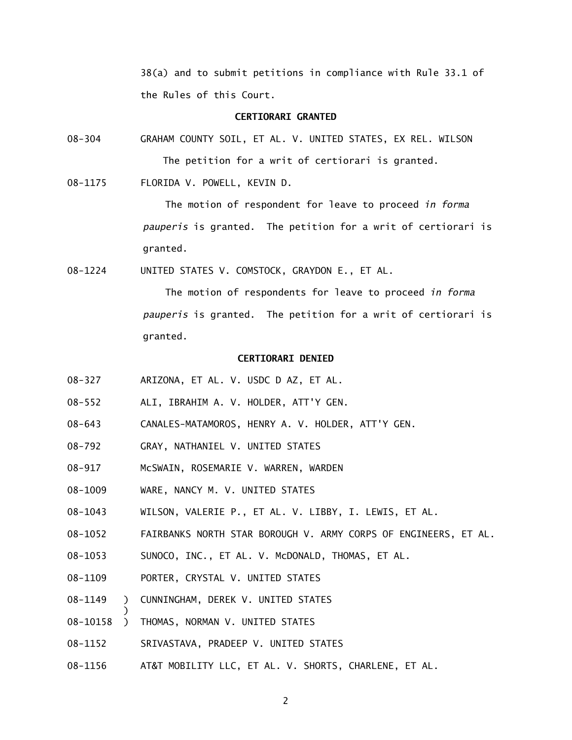38(a) and to submit petitions in compliance with Rule 33.1 of the Rules of this Court.

**CERTIORARI GRANTED**

08-304 GRAHAM COUNTY SOIL, ET AL. V. UNITED STATES, EX REL. WILSON

The petition for a writ of certiorari is granted.

08-1175 FLORIDA V. POWELL, KEVIN D.

The motion of respondent for leave to proceed *in forma pauperis* is granted. The petition for a writ of certiorari is granted.

08-1224 UNITED STATES V. COMSTOCK, GRAYDON E., ET AL.

The motion of respondents for leave to proceed *in forma pauperis* is granted. The petition for a writ of certiorari is granted.

**CERTIORARI DENIED**

08-327 ARIZONA, ET AL. V. USDC D AZ, ET AL.

08-552 ALI, IBRAHIM A. V. HOLDER, ATT'Y GEN.

08-643 CANALES-MATAMOROS, HENRY A. V. HOLDER, ATT'Y GEN.

08-792 GRAY, NATHANIEL V. UNITED STATES

08-917 McSWAIN, ROSEMARIE V. WARREN, WARDEN

08-1009 WARE, NANCY M. V. UNITED STATES

08-1043 WILSON, VALERIE P., ET AL. V. LIBBY, I. LEWIS, ET AL.

08-1052 FAIRBANKS NORTH STAR BOROUGH V. ARMY CORPS OF ENGINEERS, ET AL.

08-1053 SUNOCO, INC., ET AL. V. McDONALD, THOMAS, ET AL.

08-1109 PORTER, CRYSTAL V. UNITED STATES

08-1149 ) CUNNINGHAM, DEREK V. UNITED STATES
)
08-10158 ) THOMAS, NORMAN V. UNITED STATES

08-1152 SRIVASTAVA, PRADEEP V. UNITED STATES

08-1156 AT&T MOBILITY LLC, ET AL. V. SHORTS, CHARLENE, ET AL.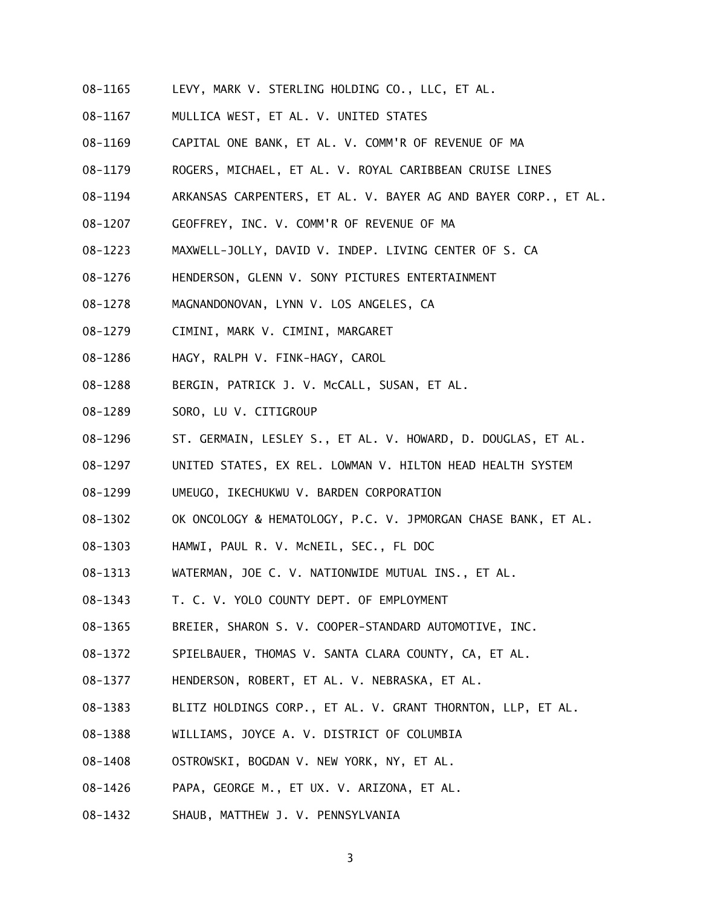08-1165 LEVY, MARK V. STERLING HOLDING CO., LLC, ET AL.

08-1167 MULLICA WEST, ET AL. V. UNITED STATES

08-1169 CAPITAL ONE BANK, ET AL. V. COMM'R OF REVENUE OF MA

08-1179 ROGERS, MICHAEL, ET AL. V. ROYAL CARIBBEAN CRUISE LINES

08-1194 ARKANSAS CARPENTERS, ET AL. V. BAYER AG AND BAYER CORP., ET AL.

08-1207 GEOFFREY, INC. V. COMM'R OF REVENUE OF MA

08-1223 MAXWELL-JOLLY, DAVID V. INDEP. LIVING CENTER OF S. CA

08-1276 HENDERSON, GLENN V. SONY PICTURES ENTERTAINMENT

08-1278 MAGNANDONOVAN, LYNN V. LOS ANGELES, CA

08-1279 CIMINI, MARK V. CIMINI, MARGARET

08-1286 HAGY, RALPH V. FINK-HAGY, CAROL

08-1288 BERGIN, PATRICK J. V. McCALL, SUSAN, ET AL.

08-1289 SORO, LU V. CITIGROUP

08-1296 ST. GERMAIN, LESLEY S., ET AL. V. HOWARD, D. DOUGLAS, ET AL.

08-1297 UNITED STATES, EX REL. LOWMAN V. HILTON HEAD HEALTH SYSTEM

08-1299 UMEUGO, IKECHUKWU V. BARDEN CORPORATION

08-1302 OK ONCOLOGY & HEMATOLOGY, P.C. V. JPMORGAN CHASE BANK, ET AL.

08-1303 HAMWI, PAUL R. V. McNEIL, SEC., FL DOC

08-1313 WATERMAN, JOE C. V. NATIONWIDE MUTUAL INS., ET AL.

08-1343 T. C. V. YOLO COUNTY DEPT. OF EMPLOYMENT

08-1365 BREIER, SHARON S. V. COOPER-STANDARD AUTOMOTIVE, INC.

08-1372 SPIELBAUER, THOMAS V. SANTA CLARA COUNTY, CA, ET AL.

08-1377 HENDERSON, ROBERT, ET AL. V. NEBRASKA, ET AL.

08-1383 BLITZ HOLDINGS CORP., ET AL. V. GRANT THORNTON, LLP, ET AL.

08-1388 WILLIAMS, JOYCE A. V. DISTRICT OF COLUMBIA

08-1408 OSTROWSKI, BOGDAN V. NEW YORK, NY, ET AL.

08-1426 PAPA, GEORGE M., ET UX. V. ARIZONA, ET AL.

08-1432 SHAUB, MATTHEW J. V. PENNSYLVANIA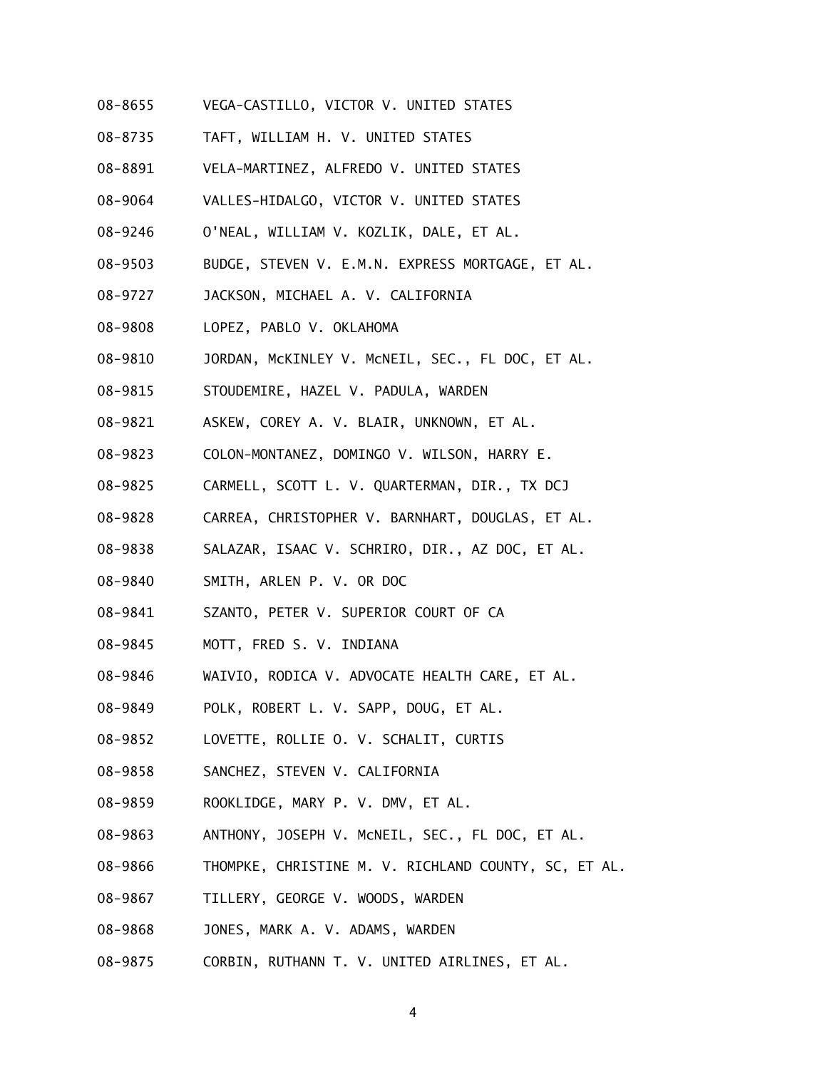08-8655 VEGA-CASTILLO, VICTOR V. UNITED STATES

08-8735 TAFT, WILLIAM H. V. UNITED STATES

08-8891 VELA-MARTINEZ, ALFREDO V. UNITED STATES

08-9064 VALLES-HIDALGO, VICTOR V. UNITED STATES

08-9246 O'NEAL, WILLIAM V. KOZLIK, DALE, ET AL.

08-9503 BUDGE, STEVEN V. E.M.N. EXPRESS MORTGAGE, ET AL.

08-9727 JACKSON, MICHAEL A. V. CALIFORNIA

08-9808 LOPEZ, PABLO V. OKLAHOMA

08-9810 JORDAN, McKINLEY V. McNEIL, SEC., FL DOC, ET AL.

08-9815 STOUDEMIRE, HAZEL V. PADULA, WARDEN

08-9821 ASKEW, COREY A. V. BLAIR, UNKNOWN, ET AL.

08-9823 COLON-MONTANEZ, DOMINGO V. WILSON, HARRY E.

08-9825 CARMELL, SCOTT L. V. QUARTERMAN, DIR., TX DCJ

08-9828 CARREA, CHRISTOPHER V. BARNHART, DOUGLAS, ET AL.

08-9838 SALAZAR, ISAAC V. SCHRIRO, DIR., AZ DOC, ET AL.

08-9840 SMITH, ARLEN P. V. OR DOC

08-9841 SZANTO, PETER V. SUPERIOR COURT OF CA

08-9845 MOTT, FRED S. V. INDIANA

08-9846 WAIVIO, RODICA V. ADVOCATE HEALTH CARE, ET AL.

08-9849 POLK, ROBERT L. V. SAPP, DOUG, ET AL.

08-9852 LOVETTE, ROLLIE O. V. SCHALIT, CURTIS

08-9858 SANCHEZ, STEVEN V. CALIFORNIA

08-9859 ROOKLIDGE, MARY P. V. DMV, ET AL.

08-9863 ANTHONY, JOSEPH V. McNEIL, SEC., FL DOC, ET AL.

08-9866 THOMPKE, CHRISTINE M. V. RICHLAND COUNTY, SC, ET AL.

08-9867 TILLERY, GEORGE V. WOODS, WARDEN

08-9868 JONES, MARK A. V. ADAMS, WARDEN

08-9875 CORBIN, RUTHANN T. V. UNITED AIRLINES, ET AL.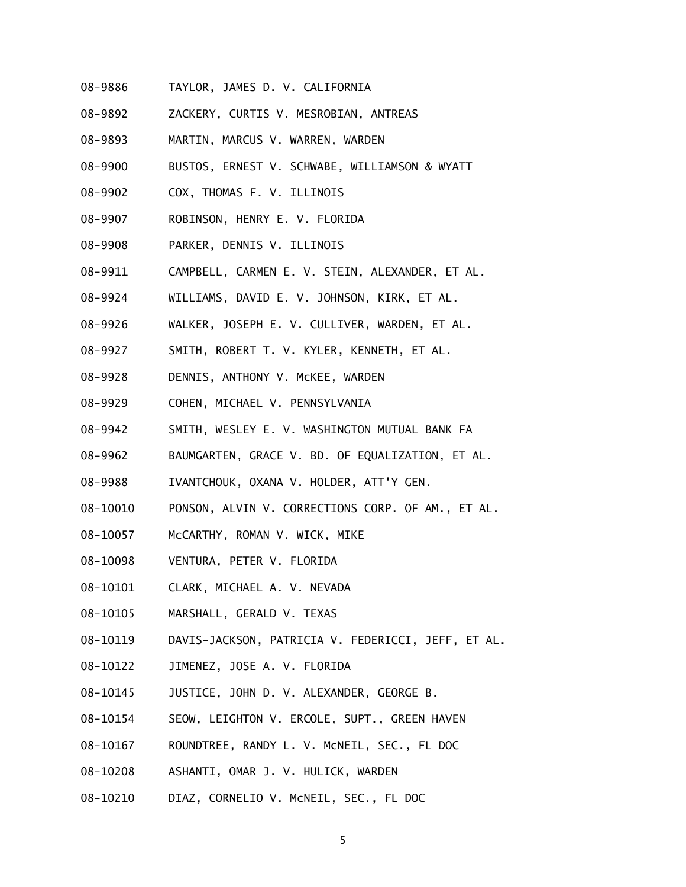08-9886 TAYLOR, JAMES D. V. CALIFORNIA

08-9892 ZACKERY, CURTIS V. MESROBIAN, ANTREAS

08-9893 MARTIN, MARCUS V. WARREN, WARDEN

08-9900 BUSTOS, ERNEST V. SCHWABE, WILLIAMSON & WYATT

08-9902 COX, THOMAS F. V. ILLINOIS

08-9907 ROBINSON, HENRY E. V. FLORIDA

08-9908 PARKER, DENNIS V. ILLINOIS

08-9911 CAMPBELL, CARMEN E. V. STEIN, ALEXANDER, ET AL.

08-9924 WILLIAMS, DAVID E. V. JOHNSON, KIRK, ET AL.

08-9926 WALKER, JOSEPH E. V. CULLIVER, WARDEN, ET AL.

08-9927 SMITH, ROBERT T. V. KYLER, KENNETH, ET AL.

08-9928 DENNIS, ANTHONY V. McKEE, WARDEN

08-9929 COHEN, MICHAEL V. PENNSYLVANIA

08-9942 SMITH, WESLEY E. V. WASHINGTON MUTUAL BANK FA

08-9962 BAUMGARTEN, GRACE V. BD. OF EQUALIZATION, ET AL.

08-9988 IVANTCHOUK, OXANA V. HOLDER, ATT'Y GEN.

08-10010 PONSON, ALVIN V. CORRECTIONS CORP. OF AM., ET AL.

08-10057 McCARTHY, ROMAN V. WICK, MIKE

08-10098 VENTURA, PETER V. FLORIDA

08-10101 CLARK, MICHAEL A. V. NEVADA

08-10105 MARSHALL, GERALD V. TEXAS

08-10119 DAVIS-JACKSON, PATRICIA V. FEDERICCI, JEFF, ET AL.

08-10122 JIMENEZ, JOSE A. V. FLORIDA

08-10145 JUSTICE, JOHN D. V. ALEXANDER, GEORGE B.

08-10154 SEOW, LEIGHTON V. ERCOLE, SUPT., GREEN HAVEN

08-10167 ROUNDTREE, RANDY L. V. McNEIL, SEC., FL DOC

08-10208 ASHANTI, OMAR J. V. HULICK, WARDEN

08-10210 DIAZ, CORNELIO V. McNEIL, SEC., FL DOC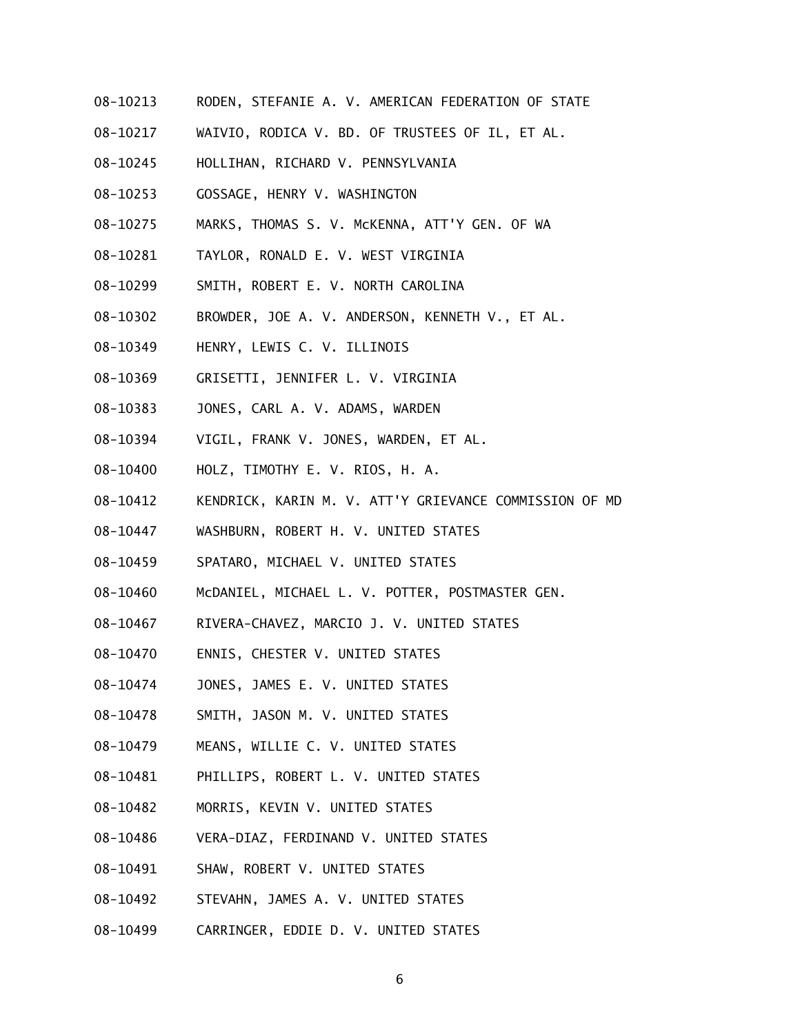08-10213 RODEN, STEFANIE A. V. AMERICAN FEDERATION OF STATE

08-10217 WAIVIO, RODICA V. BD. OF TRUSTEES OF IL, ET AL.

08-10245 HOLLIHAN, RICHARD V. PENNSYLVANIA

08-10253 GOSSAGE, HENRY V. WASHINGTON

08-10275 MARKS, THOMAS S. V. McKENNA, ATT'Y GEN. OF WA

08-10281 TAYLOR, RONALD E. V. WEST VIRGINIA

08-10299 SMITH, ROBERT E. V. NORTH CAROLINA

08-10302 BROWDER, JOE A. V. ANDERSON, KENNETH V., ET AL.

08-10349 HENRY, LEWIS C. V. ILLINOIS

08-10369 GRISETTI, JENNIFER L. V. VIRGINIA

08-10383 JONES, CARL A. V. ADAMS, WARDEN

08-10394 VIGIL, FRANK V. JONES, WARDEN, ET AL.

08-10400 HOLZ, TIMOTHY E. V. RIOS, H. A.

08-10412 KENDRICK, KARIN M. V. ATT'Y GRIEVANCE COMMISSION OF MD

08-10447 WASHBURN, ROBERT H. V. UNITED STATES

08-10459 SPATARO, MICHAEL V. UNITED STATES

08-10460 McDANIEL, MICHAEL L. V. POTTER, POSTMASTER GEN.

08-10467 RIVERA-CHAVEZ, MARCIO J. V. UNITED STATES

08-10470 ENNIS, CHESTER V. UNITED STATES

08-10474 JONES, JAMES E. V. UNITED STATES

08-10478 SMITH, JASON M. V. UNITED STATES

08-10479 MEANS, WILLIE C. V. UNITED STATES

08-10481 PHILLIPS, ROBERT L. V. UNITED STATES

08-10482 MORRIS, KEVIN V. UNITED STATES

08-10486 VERA-DIAZ, FERDINAND V. UNITED STATES

08-10491 SHAW, ROBERT V. UNITED STATES

08-10492 STEVAHN, JAMES A. V. UNITED STATES

08-10499 CARRINGER, EDDIE D. V. UNITED STATES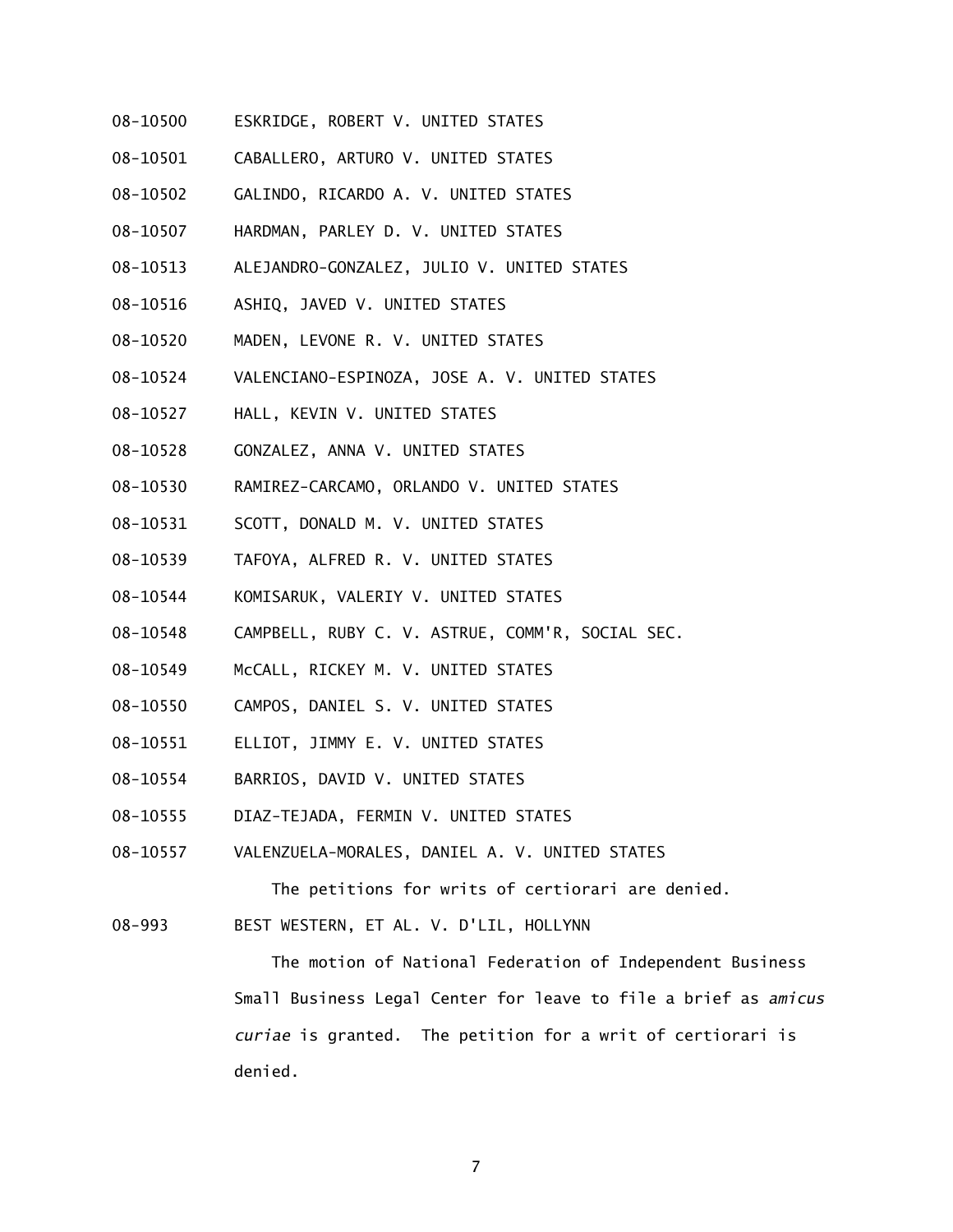08-10500 ESKRIDGE, ROBERT V. UNITED STATES

08-10501 CABALLERO, ARTURO V. UNITED STATES

08-10502 GALINDO, RICARDO A. V. UNITED STATES

08-10507 HARDMAN, PARLEY D. V. UNITED STATES

08-10513 ALEJANDRO-GONZALEZ, JULIO V. UNITED STATES

08-10516 ASHIQ, JAVED V. UNITED STATES

08-10520 MADEN, LEVONE R. V. UNITED STATES

08-10524 VALENCIANO-ESPINOZA, JOSE A. V. UNITED STATES

08-10527 HALL, KEVIN V. UNITED STATES

08-10528 GONZALEZ, ANNA V. UNITED STATES

08-10530 RAMIREZ-CARCAMO, ORLANDO V. UNITED STATES

08-10531 SCOTT, DONALD M. V. UNITED STATES

08-10539 TAFOYA, ALFRED R. V. UNITED STATES

08-10544 KOMISARUK, VALERIY V. UNITED STATES

08-10548 CAMPBELL, RUBY C. V. ASTRUE, COMM'R, SOCIAL SEC.

08-10549 McCALL, RICKEY M. V. UNITED STATES

08-10550 CAMPOS, DANIEL S. V. UNITED STATES

08-10551 ELLIOT, JIMMY E. V. UNITED STATES

08-10554 BARRIOS, DAVID V. UNITED STATES

08-10555 DIAZ-TEJADA, FERMIN V. UNITED STATES

08-10557 VALENZUELA-MORALES, DANIEL A. V. UNITED STATES

The petitions for writs of certiorari are denied.

08-993 BEST WESTERN, ET AL. V. D'LIL, HOLLYNN

The motion of National Federation of Independent Business Small Business Legal Center for leave to file a brief as *amicus curiae* is granted. The petition for a writ of certiorari is denied.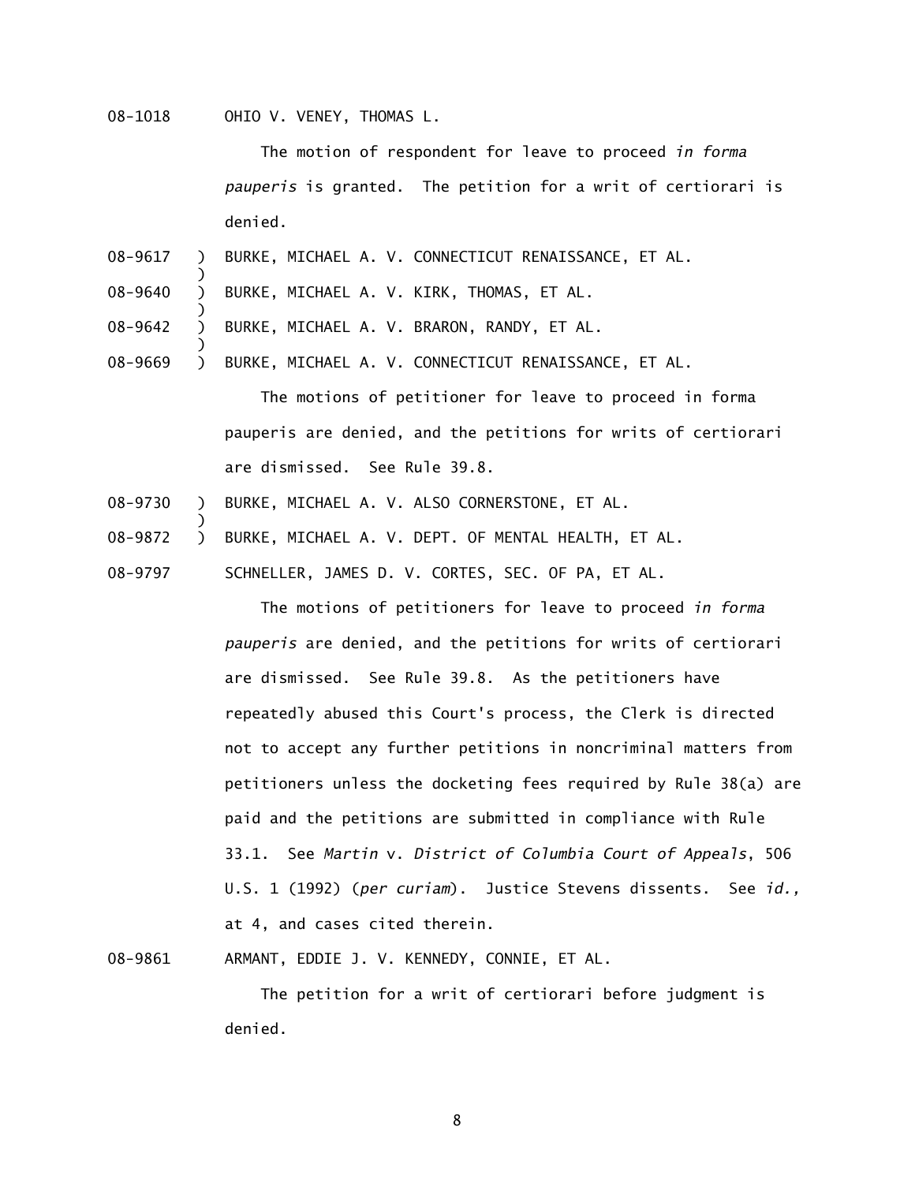08-1018 OHIO V. VENEY, THOMAS L.

The motion of respondent for leave to proceed *in forma pauperis* is granted. The petition for a writ of certiorari is denied.

08-9617 ) BURKE, MICHAEL A. V. CONNECTICUT RENAISSANCE, ET AL.
)
08-9640 ) BURKE, MICHAEL A. V. KIRK, THOMAS, ET AL.
)
08-9642 ) BURKE, MICHAEL A. V. BRARON, RANDY, ET AL.
)
08-9669 ) BURKE, MICHAEL A. V. CONNECTICUT RENAISSANCE, ET AL.

The motions of petitioner for leave to proceed in forma pauperis are denied, and the petitions for writs of certiorari are dismissed. See Rule 39.8.

08-9730 ) BURKE, MICHAEL A. V. ALSO CORNERSTONE, ET AL.
)
08-9872 ) BURKE, MICHAEL A. V. DEPT. OF MENTAL HEALTH, ET AL.

08-9797 SCHNELLER, JAMES D. V. CORTES, SEC. OF PA, ET AL.

The motions of petitioners for leave to proceed *in forma pauperis* are denied, and the petitions for writs of certiorari are dismissed. See Rule 39.8. As the petitioners have repeatedly abused this Court's process, the Clerk is directed not to accept any further petitions in noncriminal matters from petitioners unless the docketing fees required by Rule 38(a) are paid and the petitions are submitted in compliance with Rule 33.1. See *Martin* v. *District of Columbia Court of Appeals*, 506 U.S. 1 (1992) (*per curiam*). Justice Stevens dissents. See *id.,* at 4, and cases cited therein.

08-9861 ARMANT, EDDIE J. V. KENNEDY, CONNIE, ET AL.

The petition for a writ of certiorari before judgment is denied.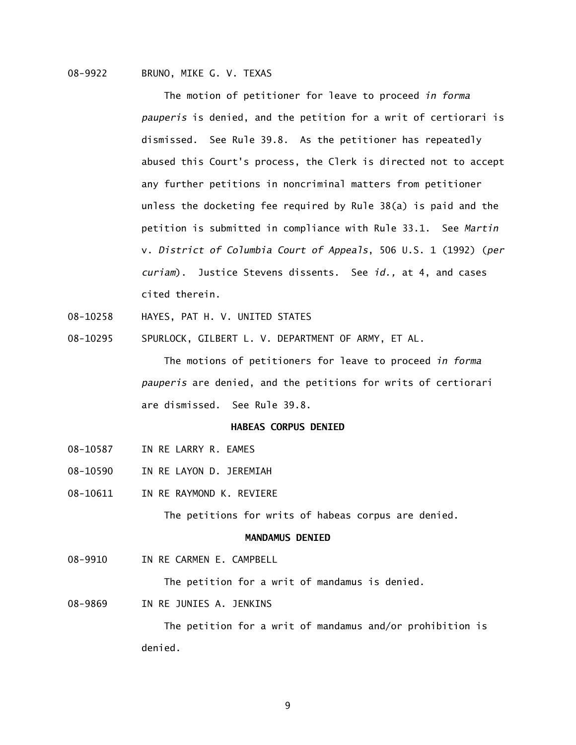08-9922 BRUNO, MIKE G. V. TEXAS

The motion of petitioner for leave to proceed *in forma pauperis* is denied, and the petition for a writ of certiorari is dismissed. See Rule 39.8. As the petitioner has repeatedly abused this Court's process, the Clerk is directed not to accept any further petitions in noncriminal matters from petitioner unless the docketing fee required by Rule 38(a) is paid and the petition is submitted in compliance with Rule 33.1. See *Martin* v. *District of Columbia Court of Appeals*, 506 U.S. 1 (1992) (*per curiam*). Justice Stevens dissents. See *id.,* at 4, and cases cited therein.

08-10258 HAYES, PAT H. V. UNITED STATES

08-10295 SPURLOCK, GILBERT L. V. DEPARTMENT OF ARMY, ET AL.

The motions of petitioners for leave to proceed *in forma pauperis* are denied, and the petitions for writs of certiorari are dismissed. See Rule 39.8.

**HABEAS CORPUS DENIED**

08-10587 IN RE LARRY R. EAMES

08-10590 IN RE LAYON D. JEREMIAH

08-10611 IN RE RAYMOND K. REVIERE

The petitions for writs of habeas corpus are denied.

**MANDAMUS DENIED**

08-9910 IN RE CARMEN E. CAMPBELL

The petition for a writ of mandamus is denied.

08-9869 IN RE JUNIES A. JENKINS

The petition for a writ of mandamus and/or prohibition is denied.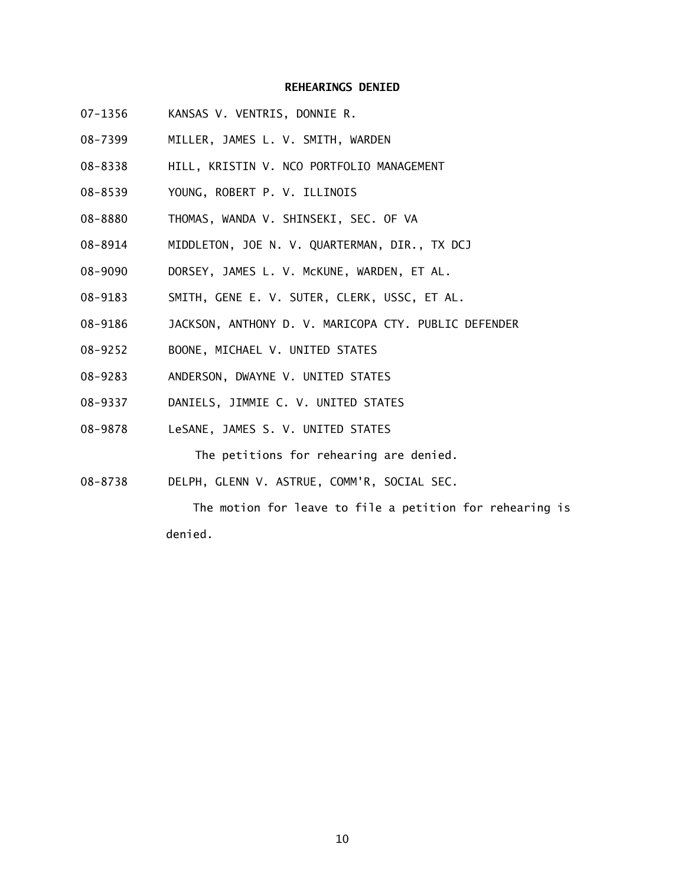## REHEARINGS DENIED

07-1356 KANSAS V. VENTRIS, DONNIE R.

08-7399 MILLER, JAMES L. V. SMITH, WARDEN

08-8338 HILL, KRISTIN V. NCO PORTFOLIO MANAGEMENT

08-8539 YOUNG, ROBERT P. V. ILLINOIS

08-8880 THOMAS, WANDA V. SHINSEKI, SEC. OF VA

08-8914 MIDDLETON, JOE N. V. QUARTERMAN, DIR., TX DCJ

08-9090 DORSEY, JAMES L. V. McKUNE, WARDEN, ET AL.

08-9183 SMITH, GENE E. V. SUTER, CLERK, USSC, ET AL.

08-9186 JACKSON, ANTHONY D. V. MARICOPA CTY. PUBLIC DEFENDER

08-9252 BOONE, MICHAEL V. UNITED STATES

08-9283 ANDERSON, DWAYNE V. UNITED STATES

08-9337 DANIELS, JIMMIE C. V. UNITED STATES

08-9878 LeSANE, JAMES S. V. UNITED STATES

The petitions for rehearing are denied.

08-8738 DELPH, GLENN V. ASTRUE, COMM'R, SOCIAL SEC.

The motion for leave to file a petition for rehearing is denied.